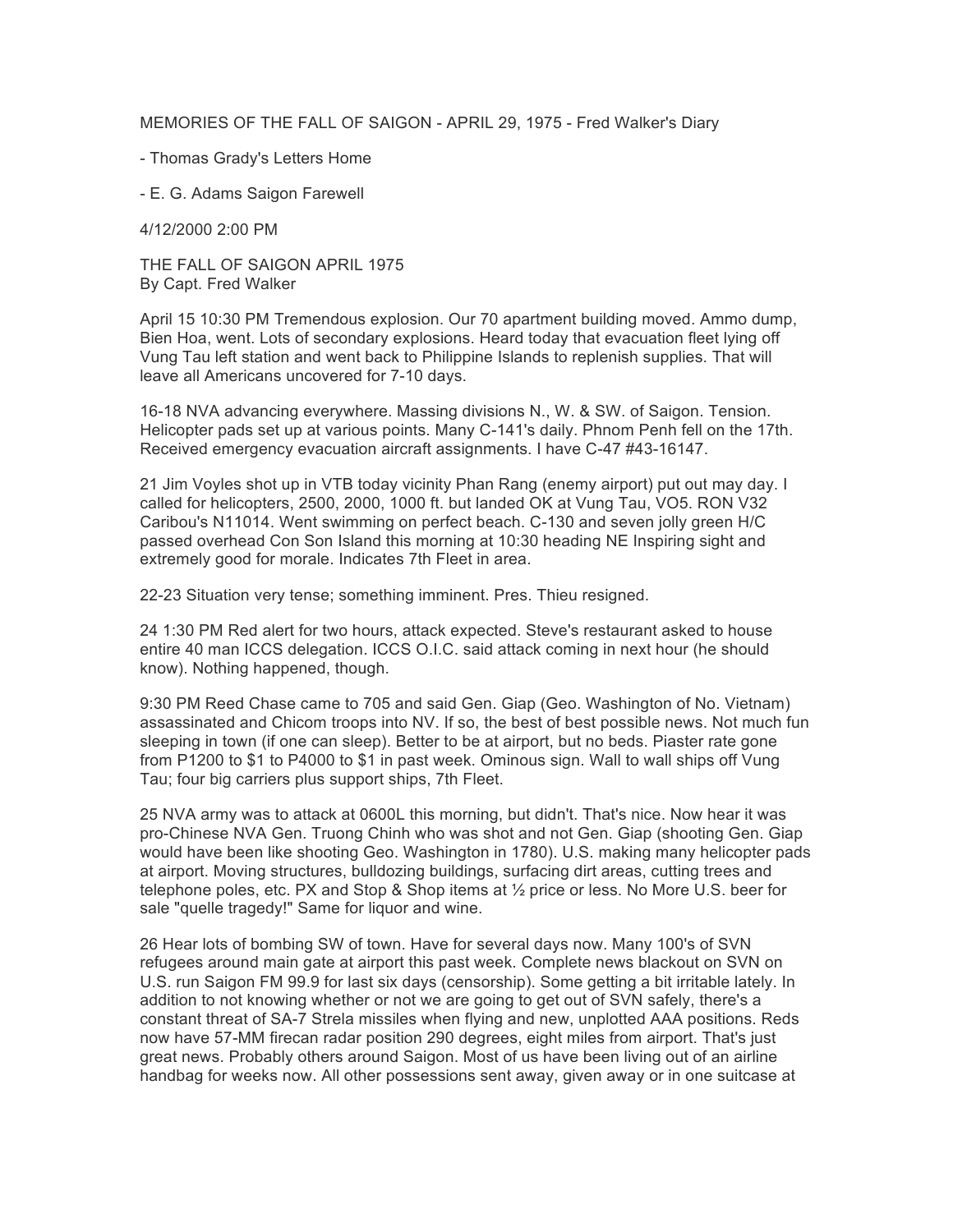MEMORIES OF THE FALL OF SAIGON - APRIL 29, 1975 - Fred Walker's Diary

- Thomas Grady's Letters Home

- E. G. Adams Saigon Farewell

4/12/2000 2:00 PM

THE FALL OF SAIGON APRIL 1975
By Capt. Fred Walker

April 15 10:30 PM Tremendous explosion. Our 70 apartment building moved. Ammo dump, Bien Hoa, went. Lots of secondary explosions. Heard today that evacuation fleet lying off Vung Tau left station and went back to Philippine Islands to replenish supplies. That will leave all Americans uncovered for 7-10 days.

16-18 NVA advancing everywhere. Massing divisions N., W. & SW. of Saigon. Tension. Helicopter pads set up at various points. Many C-141's daily. Phnom Penh fell on the 17th. Received emergency evacuation aircraft assignments. I have C-47 #43-16147.

21 Jim Voyles shot up in VTB today vicinity Phan Rang (enemy airport) put out may day. I called for helicopters, 2500, 2000, 1000 ft. but landed OK at Vung Tau, VO5. RON V32 Caribou's N11014. Went swimming on perfect beach. C-130 and seven jolly green H/C passed overhead Con Son Island this morning at 10:30 heading NE Inspiring sight and extremely good for morale. Indicates 7th Fleet in area.

22-23 Situation very tense; something imminent. Pres. Thieu resigned.

24 1:30 PM Red alert for two hours, attack expected. Steve's restaurant asked to house entire 40 man ICCS delegation. ICCS O.I.C. said attack coming in next hour (he should know). Nothing happened, though.

9:30 PM Reed Chase came to 705 and said Gen. Giap (Geo. Washington of No. Vietnam) assassinated and Chicom troops into NV. If so, the best of best possible news. Not much fun sleeping in town (if one can sleep). Better to be at airport, but no beds. Piaster rate gone from P1200 to $1 to P4000 to $1 in past week. Ominous sign. Wall to wall ships off Vung Tau; four big carriers plus support ships, 7th Fleet.

25 NVA army was to attack at 0600L this morning, but didn't. That's nice. Now hear it was pro-Chinese NVA Gen. Truong Chinh who was shot and not Gen. Giap (shooting Gen. Giap would have been like shooting Geo. Washington in 1780). U.S. making many helicopter pads at airport. Moving structures, bulldozing buildings, surfacing dirt areas, cutting trees and telephone poles, etc. PX and Stop & Shop items at ½ price or less. No More U.S. beer for sale "quelle tragedy!" Same for liquor and wine.

26 Hear lots of bombing SW of town. Have for several days now. Many 100's of SVN refugees around main gate at airport this past week. Complete news blackout on SVN on U.S. run Saigon FM 99.9 for last six days (censorship). Some getting a bit irritable lately. In addition to not knowing whether or not we are going to get out of SVN safely, there's a constant threat of SA-7 Strela missiles when flying and new, unplotted AAA positions. Reds now have 57-MM firecan radar position 290 degrees, eight miles from airport. That's just great news. Probably others around Saigon. Most of us have been living out of an airline handbag for weeks now. All other possessions sent away, given away or in one suitcase at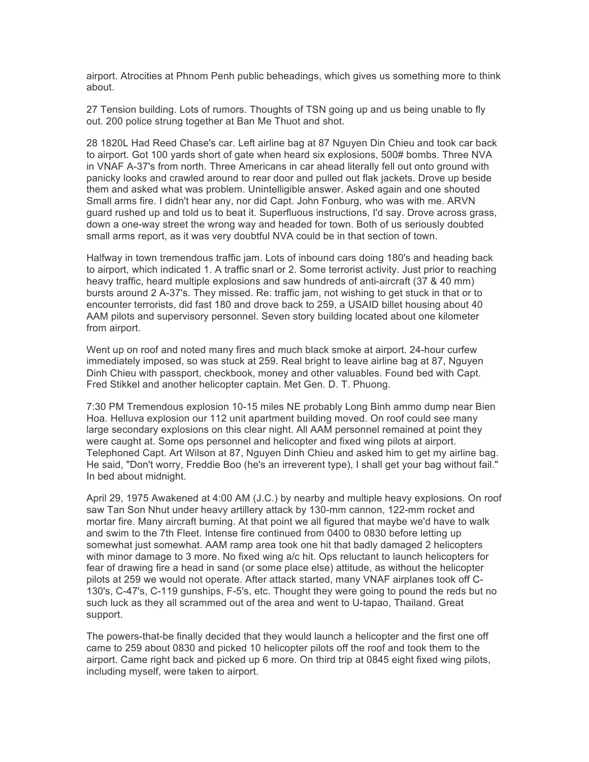airport. Atrocities at Phnom Penh public beheadings, which gives us something more to think about.

27 Tension building. Lots of rumors. Thoughts of TSN going up and us being unable to fly out. 200 police strung together at Ban Me Thuot and shot.

28 1820L Had Reed Chase's car. Left airline bag at 87 Nguyen Din Chieu and took car back to airport. Got 100 yards short of gate when heard six explosions, 500# bombs. Three NVA in VNAF A-37's from north. Three Americans in car ahead literally fell out onto ground with panicky looks and crawled around to rear door and pulled out flak jackets. Drove up beside them and asked what was problem. Unintelligible answer. Asked again and one shouted Small arms fire. I didn't hear any, nor did Capt. John Fonburg, who was with me. ARVN guard rushed up and told us to beat it. Superfluous instructions, I'd say. Drove across grass, down a one-way street the wrong way and headed for town. Both of us seriously doubted small arms report, as it was very doubtful NVA could be in that section of town.

Halfway in town tremendous traffic jam. Lots of inbound cars doing 180's and heading back to airport, which indicated 1. A traffic snarl or 2. Some terrorist activity. Just prior to reaching heavy traffic, heard multiple explosions and saw hundreds of anti-aircraft (37 & 40 mm) bursts around 2 A-37's. They missed. Re: traffic jam, not wishing to get stuck in that or to encounter terrorists, did fast 180 and drove back to 259, a USAID billet housing about 40 AAM pilots and supervisory personnel. Seven story building located about one kilometer from airport.

Went up on roof and noted many fires and much black smoke at airport. 24-hour curfew immediately imposed, so was stuck at 259. Real bright to leave airline bag at 87, Nguyen Dinh Chieu with passport, checkbook, money and other valuables. Found bed with Capt. Fred Stikkel and another helicopter captain. Met Gen. D. T. Phuong.

7:30 PM Tremendous explosion 10-15 miles NE probably Long Binh ammo dump near Bien Hoa. Helluva explosion our 112 unit apartment building moved. On roof could see many large secondary explosions on this clear night. All AAM personnel remained at point they were caught at. Some ops personnel and helicopter and fixed wing pilots at airport. Telephoned Capt. Art Wilson at 87, Nguyen Dinh Chieu and asked him to get my airline bag. He said, "Don't worry, Freddie Boo (he's an irreverent type), I shall get your bag without fail." In bed about midnight.

April 29, 1975 Awakened at 4:00 AM (J.C.) by nearby and multiple heavy explosions. On roof saw Tan Son Nhut under heavy artillery attack by 130-mm cannon, 122-mm rocket and mortar fire. Many aircraft burning. At that point we all figured that maybe we'd have to walk and swim to the 7th Fleet. Intense fire continued from 0400 to 0830 before letting up somewhat just somewhat. AAM ramp area took one hit that badly damaged 2 helicopters with minor damage to 3 more. No fixed wing a/c hit. Ops reluctant to launch helicopters for fear of drawing fire a head in sand (or some place else) attitude, as without the helicopter pilots at 259 we would not operate. After attack started, many VNAF airplanes took off C-130's, C-47's, C-119 gunships, F-5's, etc. Thought they were going to pound the reds but no such luck as they all scrammed out of the area and went to U-tapao, Thailand. Great support.

The powers-that-be finally decided that they would launch a helicopter and the first one off came to 259 about 0830 and picked 10 helicopter pilots off the roof and took them to the airport. Came right back and picked up 6 more. On third trip at 0845 eight fixed wing pilots, including myself, were taken to airport.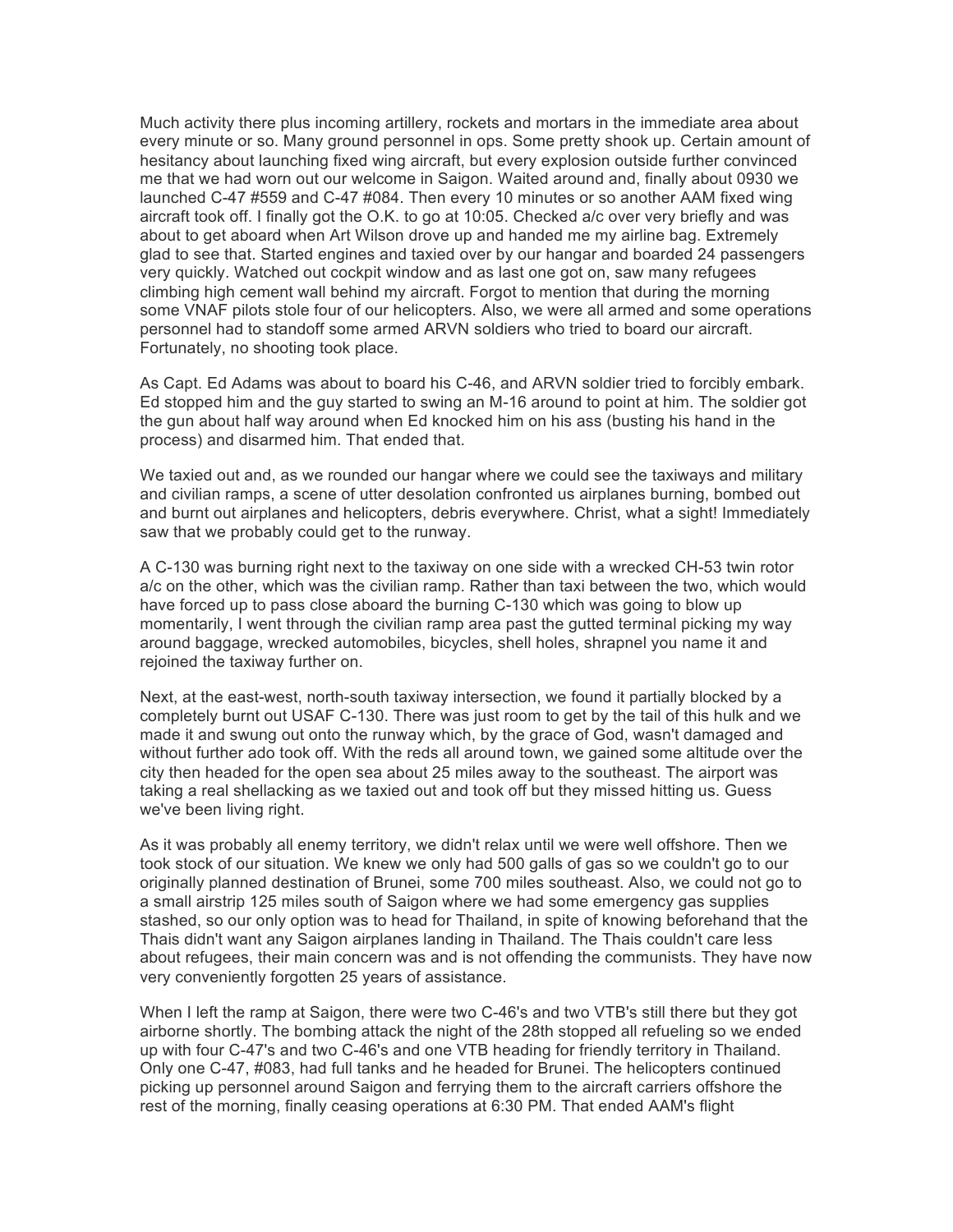Much activity there plus incoming artillery, rockets and mortars in the immediate area about every minute or so. Many ground personnel in ops. Some pretty shook up. Certain amount of hesitancy about launching fixed wing aircraft, but every explosion outside further convinced me that we had worn out our welcome in Saigon. Waited around and, finally about 0930 we launched C-47 #559 and C-47 #084. Then every 10 minutes or so another AAM fixed wing aircraft took off. I finally got the O.K. to go at 10:05. Checked a/c over very briefly and was about to get aboard when Art Wilson drove up and handed me my airline bag. Extremely glad to see that. Started engines and taxied over by our hangar and boarded 24 passengers very quickly. Watched out cockpit window and as last one got on, saw many refugees climbing high cement wall behind my aircraft. Forgot to mention that during the morning some VNAF pilots stole four of our helicopters. Also, we were all armed and some operations personnel had to standoff some armed ARVN soldiers who tried to board our aircraft. Fortunately, no shooting took place.

As Capt. Ed Adams was about to board his C-46, and ARVN soldier tried to forcibly embark. Ed stopped him and the guy started to swing an M-16 around to point at him. The soldier got the gun about half way around when Ed knocked him on his ass (busting his hand in the process) and disarmed him. That ended that.

We taxied out and, as we rounded our hangar where we could see the taxiways and military and civilian ramps, a scene of utter desolation confronted us airplanes burning, bombed out and burnt out airplanes and helicopters, debris everywhere. Christ, what a sight! Immediately saw that we probably could get to the runway.

A C-130 was burning right next to the taxiway on one side with a wrecked CH-53 twin rotor a/c on the other, which was the civilian ramp. Rather than taxi between the two, which would have forced up to pass close aboard the burning C-130 which was going to blow up momentarily, I went through the civilian ramp area past the gutted terminal picking my way around baggage, wrecked automobiles, bicycles, shell holes, shrapnel you name it and rejoined the taxiway further on.

Next, at the east-west, north-south taxiway intersection, we found it partially blocked by a completely burnt out USAF C-130. There was just room to get by the tail of this hulk and we made it and swung out onto the runway which, by the grace of God, wasn't damaged and without further ado took off. With the reds all around town, we gained some altitude over the city then headed for the open sea about 25 miles away to the southeast. The airport was taking a real shellacking as we taxied out and took off but they missed hitting us. Guess we've been living right.

As it was probably all enemy territory, we didn't relax until we were well offshore. Then we took stock of our situation. We knew we only had 500 galls of gas so we couldn't go to our originally planned destination of Brunei, some 700 miles southeast. Also, we could not go to a small airstrip 125 miles south of Saigon where we had some emergency gas supplies stashed, so our only option was to head for Thailand, in spite of knowing beforehand that the Thais didn't want any Saigon airplanes landing in Thailand. The Thais couldn't care less about refugees, their main concern was and is not offending the communists. They have now very conveniently forgotten 25 years of assistance.

When I left the ramp at Saigon, there were two C-46's and two VTB's still there but they got airborne shortly. The bombing attack the night of the 28th stopped all refueling so we ended up with four C-47's and two C-46's and one VTB heading for friendly territory in Thailand. Only one C-47, #083, had full tanks and he headed for Brunei. The helicopters continued picking up personnel around Saigon and ferrying them to the aircraft carriers offshore the rest of the morning, finally ceasing operations at 6:30 PM. That ended AAM's flight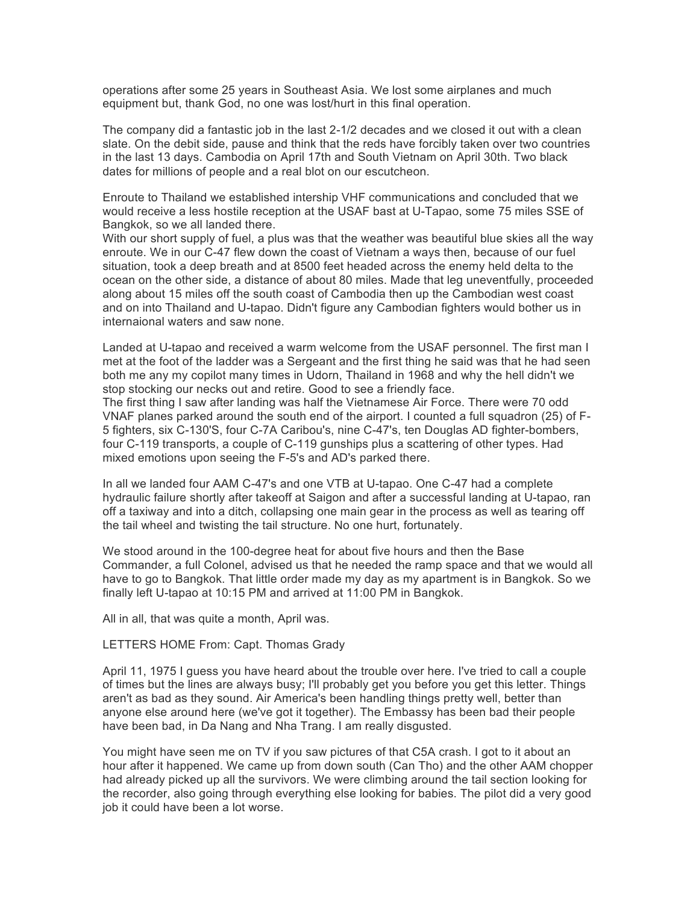operations after some 25 years in Southeast Asia. We lost some airplanes and much equipment but, thank God, no one was lost/hurt in this final operation.

The company did a fantastic job in the last 2-1/2 decades and we closed it out with a clean slate. On the debit side, pause and think that the reds have forcibly taken over two countries in the last 13 days. Cambodia on April 17th and South Vietnam on April 30th. Two black dates for millions of people and a real blot on our escutcheon.

Enroute to Thailand we established intership VHF communications and concluded that we would receive a less hostile reception at the USAF bast at U-Tapao, some 75 miles SSE of Bangkok, so we all landed there.
With our short supply of fuel, a plus was that the weather was beautiful blue skies all the way enroute. We in our C-47 flew down the coast of Vietnam a ways then, because of our fuel situation, took a deep breath and at 8500 feet headed across the enemy held delta to the ocean on the other side, a distance of about 80 miles. Made that leg uneventfully, proceeded along about 15 miles off the south coast of Cambodia then up the Cambodian west coast and on into Thailand and U-tapao. Didn't figure any Cambodian fighters would bother us in internaional waters and saw none.

Landed at U-tapao and received a warm welcome from the USAF personnel. The first man I met at the foot of the ladder was a Sergeant and the first thing he said was that he had seen both me any my copilot many times in Udorn, Thailand in 1968 and why the hell didn't we stop stocking our necks out and retire. Good to see a friendly face.
The first thing I saw after landing was half the Vietnamese Air Force. There were 70 odd VNAF planes parked around the south end of the airport. I counted a full squadron (25) of F-5 fighters, six C-130'S, four C-7A Caribou's, nine C-47's, ten Douglas AD fighter-bombers, four C-119 transports, a couple of C-119 gunships plus a scattering of other types. Had mixed emotions upon seeing the F-5's and AD's parked there.

In all we landed four AAM C-47's and one VTB at U-tapao. One C-47 had a complete hydraulic failure shortly after takeoff at Saigon and after a successful landing at U-tapao, ran off a taxiway and into a ditch, collapsing one main gear in the process as well as tearing off the tail wheel and twisting the tail structure. No one hurt, fortunately.

We stood around in the 100-degree heat for about five hours and then the Base Commander, a full Colonel, advised us that he needed the ramp space and that we would all have to go to Bangkok. That little order made my day as my apartment is in Bangkok. So we finally left U-tapao at 10:15 PM and arrived at 11:00 PM in Bangkok.

All in all, that was quite a month, April was.

LETTERS HOME From: Capt. Thomas Grady

April 11, 1975 I guess you have heard about the trouble over here. I've tried to call a couple of times but the lines are always busy; I'll probably get you before you get this letter. Things aren't as bad as they sound. Air America's been handling things pretty well, better than anyone else around here (we've got it together). The Embassy has been bad their people have been bad, in Da Nang and Nha Trang. I am really disgusted.

You might have seen me on TV if you saw pictures of that C5A crash. I got to it about an hour after it happened. We came up from down south (Can Tho) and the other AAM chopper had already picked up all the survivors. We were climbing around the tail section looking for the recorder, also going through everything else looking for babies. The pilot did a very good job it could have been a lot worse.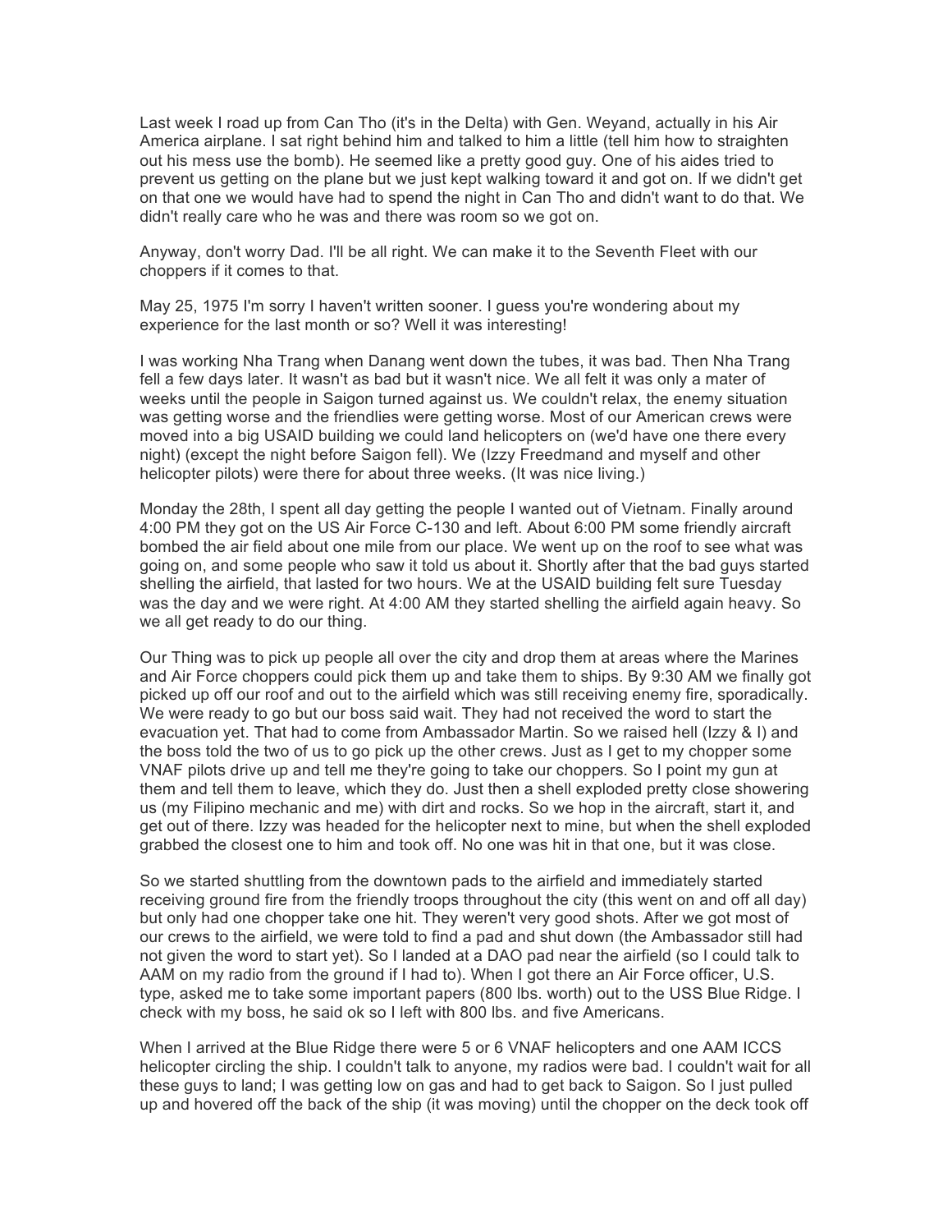Last week I road up from Can Tho (it's in the Delta) with Gen. Weyand, actually in his Air America airplane. I sat right behind him and talked to him a little (tell him how to straighten out his mess use the bomb). He seemed like a pretty good guy. One of his aides tried to prevent us getting on the plane but we just kept walking toward it and got on. If we didn't get on that one we would have had to spend the night in Can Tho and didn't want to do that. We didn't really care who he was and there was room so we got on.

Anyway, don't worry Dad. I'll be all right. We can make it to the Seventh Fleet with our choppers if it comes to that.

May 25, 1975 I'm sorry I haven't written sooner. I guess you're wondering about my experience for the last month or so? Well it was interesting!

I was working Nha Trang when Danang went down the tubes, it was bad. Then Nha Trang fell a few days later. It wasn't as bad but it wasn't nice. We all felt it was only a mater of weeks until the people in Saigon turned against us. We couldn't relax, the enemy situation was getting worse and the friendlies were getting worse. Most of our American crews were moved into a big USAID building we could land helicopters on (we'd have one there every night) (except the night before Saigon fell). We (Izzy Freedmand and myself and other helicopter pilots) were there for about three weeks. (It was nice living.)

Monday the 28th, I spent all day getting the people I wanted out of Vietnam. Finally around 4:00 PM they got on the US Air Force C-130 and left. About 6:00 PM some friendly aircraft bombed the air field about one mile from our place. We went up on the roof to see what was going on, and some people who saw it told us about it. Shortly after that the bad guys started shelling the airfield, that lasted for two hours. We at the USAID building felt sure Tuesday was the day and we were right. At 4:00 AM they started shelling the airfield again heavy. So we all get ready to do our thing.

Our Thing was to pick up people all over the city and drop them at areas where the Marines and Air Force choppers could pick them up and take them to ships. By 9:30 AM we finally got picked up off our roof and out to the airfield which was still receiving enemy fire, sporadically. We were ready to go but our boss said wait. They had not received the word to start the evacuation yet. That had to come from Ambassador Martin. So we raised hell (Izzy & I) and the boss told the two of us to go pick up the other crews. Just as I get to my chopper some VNAF pilots drive up and tell me they're going to take our choppers. So I point my gun at them and tell them to leave, which they do. Just then a shell exploded pretty close showering us (my Filipino mechanic and me) with dirt and rocks. So we hop in the aircraft, start it, and get out of there. Izzy was headed for the helicopter next to mine, but when the shell exploded grabbed the closest one to him and took off. No one was hit in that one, but it was close.

So we started shuttling from the downtown pads to the airfield and immediately started receiving ground fire from the friendly troops throughout the city (this went on and off all day) but only had one chopper take one hit. They weren't very good shots. After we got most of our crews to the airfield, we were told to find a pad and shut down (the Ambassador still had not given the word to start yet). So I landed at a DAO pad near the airfield (so I could talk to AAM on my radio from the ground if I had to). When I got there an Air Force officer, U.S. type, asked me to take some important papers (800 lbs. worth) out to the USS Blue Ridge. I check with my boss, he said ok so I left with 800 lbs. and five Americans.

When I arrived at the Blue Ridge there were 5 or 6 VNAF helicopters and one AAM ICCS helicopter circling the ship. I couldn't talk to anyone, my radios were bad. I couldn't wait for all these guys to land; I was getting low on gas and had to get back to Saigon. So I just pulled up and hovered off the back of the ship (it was moving) until the chopper on the deck took off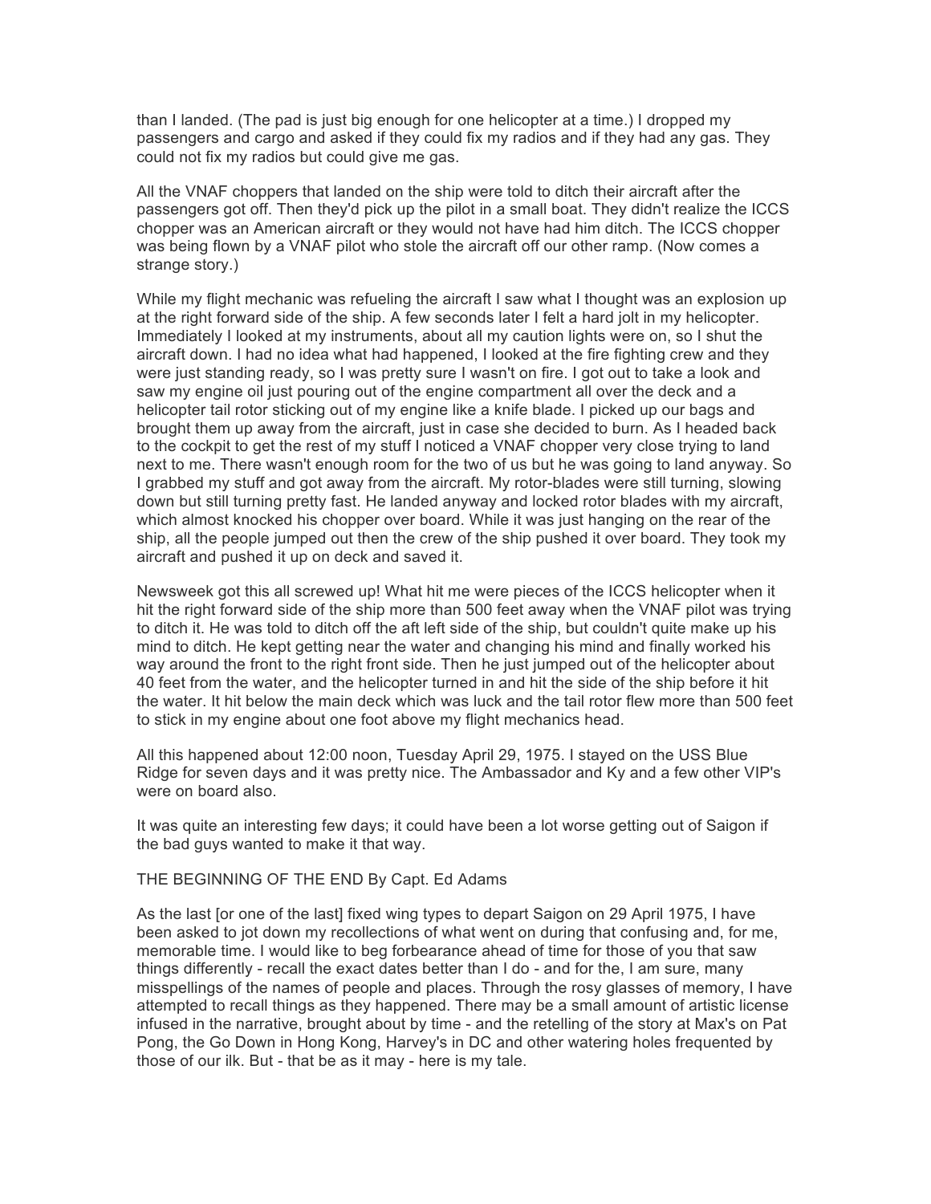than I landed. (The pad is just big enough for one helicopter at a time.) I dropped my passengers and cargo and asked if they could fix my radios and if they had any gas. They could not fix my radios but could give me gas.

All the VNAF choppers that landed on the ship were told to ditch their aircraft after the passengers got off. Then they'd pick up the pilot in a small boat. They didn't realize the ICCS chopper was an American aircraft or they would not have had him ditch. The ICCS chopper was being flown by a VNAF pilot who stole the aircraft off our other ramp. (Now comes a strange story.)

While my flight mechanic was refueling the aircraft I saw what I thought was an explosion up at the right forward side of the ship. A few seconds later I felt a hard jolt in my helicopter. Immediately I looked at my instruments, about all my caution lights were on, so I shut the aircraft down. I had no idea what had happened, I looked at the fire fighting crew and they were just standing ready, so I was pretty sure I wasn't on fire. I got out to take a look and saw my engine oil just pouring out of the engine compartment all over the deck and a helicopter tail rotor sticking out of my engine like a knife blade. I picked up our bags and brought them up away from the aircraft, just in case she decided to burn. As I headed back to the cockpit to get the rest of my stuff I noticed a VNAF chopper very close trying to land next to me. There wasn't enough room for the two of us but he was going to land anyway. So I grabbed my stuff and got away from the aircraft. My rotor-blades were still turning, slowing down but still turning pretty fast. He landed anyway and locked rotor blades with my aircraft, which almost knocked his chopper over board. While it was just hanging on the rear of the ship, all the people jumped out then the crew of the ship pushed it over board. They took my aircraft and pushed it up on deck and saved it.

Newsweek got this all screwed up! What hit me were pieces of the ICCS helicopter when it hit the right forward side of the ship more than 500 feet away when the VNAF pilot was trying to ditch it. He was told to ditch off the aft left side of the ship, but couldn't quite make up his mind to ditch. He kept getting near the water and changing his mind and finally worked his way around the front to the right front side. Then he just jumped out of the helicopter about 40 feet from the water, and the helicopter turned in and hit the side of the ship before it hit the water. It hit below the main deck which was luck and the tail rotor flew more than 500 feet to stick in my engine about one foot above my flight mechanics head.

All this happened about 12:00 noon, Tuesday April 29, 1975. I stayed on the USS Blue Ridge for seven days and it was pretty nice. The Ambassador and Ky and a few other VIP's were on board also.

It was quite an interesting few days; it could have been a lot worse getting out of Saigon if the bad guys wanted to make it that way.

## THE BEGINNING OF THE END By Capt. Ed Adams

As the last [or one of the last] fixed wing types to depart Saigon on 29 April 1975, I have been asked to jot down my recollections of what went on during that confusing and, for me, memorable time. I would like to beg forbearance ahead of time for those of you that saw things differently - recall the exact dates better than I do - and for the, I am sure, many misspellings of the names of people and places. Through the rosy glasses of memory, I have attempted to recall things as they happened. There may be a small amount of artistic license infused in the narrative, brought about by time - and the retelling of the story at Max's on Pat Pong, the Go Down in Hong Kong, Harvey's in DC and other watering holes frequented by those of our ilk. But - that be as it may - here is my tale.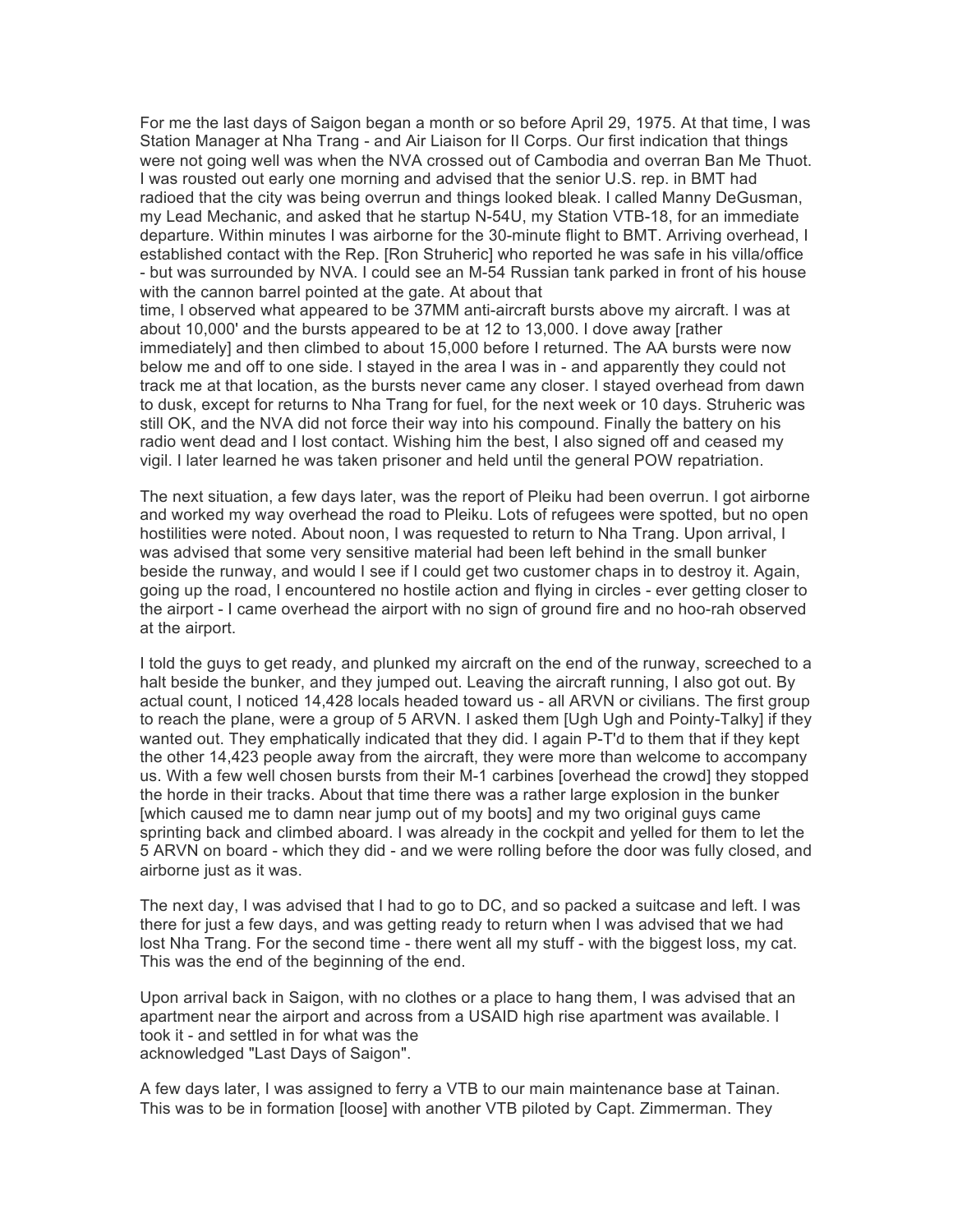For me the last days of Saigon began a month or so before April 29, 1975. At that time, I was Station Manager at Nha Trang - and Air Liaison for II Corps. Our first indication that things were not going well was when the NVA crossed out of Cambodia and overran Ban Me Thuot. I was rousted out early one morning and advised that the senior U.S. rep. in BMT had radioed that the city was being overrun and things looked bleak. I called Manny DeGusman, my Lead Mechanic, and asked that he startup N-54U, my Station VTB-18, for an immediate departure. Within minutes I was airborne for the 30-minute flight to BMT. Arriving overhead, I established contact with the Rep. [Ron Struheric] who reported he was safe in his villa/office - but was surrounded by NVA. I could see an M-54 Russian tank parked in front of his house with the cannon barrel pointed at the gate. At about that time, I observed what appeared to be 37MM anti-aircraft bursts above my aircraft. I was at about 10,000' and the bursts appeared to be at 12 to 13,000. I dove away [rather immediately] and then climbed to about 15,000 before I returned. The AA bursts were now below me and off to one side. I stayed in the area I was in - and apparently they could not track me at that location, as the bursts never came any closer. I stayed overhead from dawn to dusk, except for returns to Nha Trang for fuel, for the next week or 10 days. Struheric was still OK, and the NVA did not force their way into his compound. Finally the battery on his radio went dead and I lost contact. Wishing him the best, I also signed off and ceased my vigil. I later learned he was taken prisoner and held until the general POW repatriation.

The next situation, a few days later, was the report of Pleiku had been overrun. I got airborne and worked my way overhead the road to Pleiku. Lots of refugees were spotted, but no open hostilities were noted. About noon, I was requested to return to Nha Trang. Upon arrival, I was advised that some very sensitive material had been left behind in the small bunker beside the runway, and would I see if I could get two customer chaps in to destroy it. Again, going up the road, I encountered no hostile action and flying in circles - ever getting closer to the airport - I came overhead the airport with no sign of ground fire and no hoo-rah observed at the airport.

I told the guys to get ready, and plunked my aircraft on the end of the runway, screeched to a halt beside the bunker, and they jumped out. Leaving the aircraft running, I also got out. By actual count, I noticed 14,428 locals headed toward us - all ARVN or civilians. The first group to reach the plane, were a group of 5 ARVN. I asked them [Ugh Ugh and Pointy-Talky] if they wanted out. They emphatically indicated that they did. I again P-T'd to them that if they kept the other 14,423 people away from the aircraft, they were more than welcome to accompany us. With a few well chosen bursts from their M-1 carbines [overhead the crowd] they stopped the horde in their tracks. About that time there was a rather large explosion in the bunker [which caused me to damn near jump out of my boots] and my two original guys came sprinting back and climbed aboard. I was already in the cockpit and yelled for them to let the 5 ARVN on board - which they did - and we were rolling before the door was fully closed, and airborne just as it was.

The next day, I was advised that I had to go to DC, and so packed a suitcase and left. I was there for just a few days, and was getting ready to return when I was advised that we had lost Nha Trang. For the second time - there went all my stuff - with the biggest loss, my cat. This was the end of the beginning of the end.

Upon arrival back in Saigon, with no clothes or a place to hang them, I was advised that an apartment near the airport and across from a USAID high rise apartment was available. I took it - and settled in for what was the acknowledged "Last Days of Saigon".

A few days later, I was assigned to ferry a VTB to our main maintenance base at Tainan. This was to be in formation [loose] with another VTB piloted by Capt. Zimmerman. They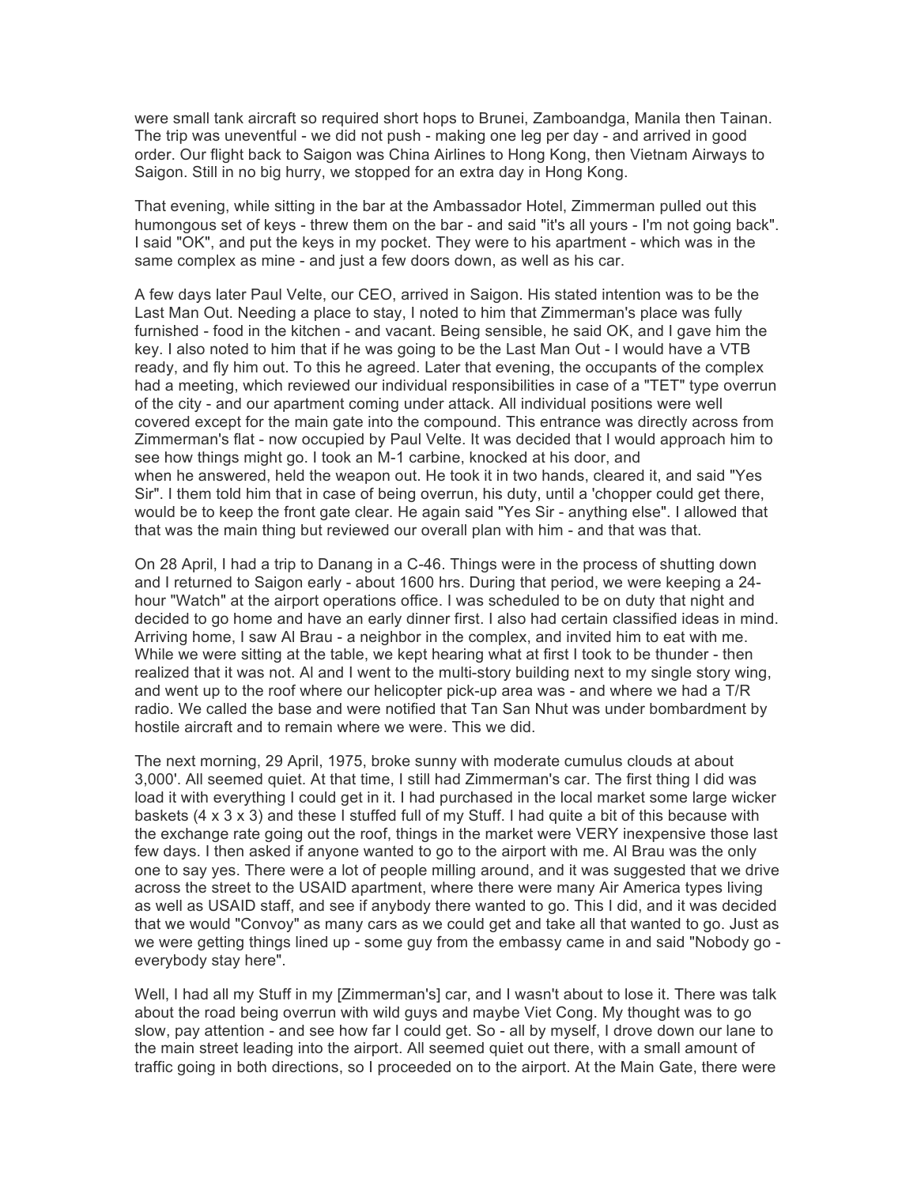were small tank aircraft so required short hops to Brunei, Zamboandga, Manila then Tainan. The trip was uneventful - we did not push - making one leg per day - and arrived in good order. Our flight back to Saigon was China Airlines to Hong Kong, then Vietnam Airways to Saigon. Still in no big hurry, we stopped for an extra day in Hong Kong.

That evening, while sitting in the bar at the Ambassador Hotel, Zimmerman pulled out this humongous set of keys - threw them on the bar - and said "it's all yours - I'm not going back". I said "OK", and put the keys in my pocket. They were to his apartment - which was in the same complex as mine - and just a few doors down, as well as his car.

A few days later Paul Velte, our CEO, arrived in Saigon. His stated intention was to be the Last Man Out. Needing a place to stay, I noted to him that Zimmerman's place was fully furnished - food in the kitchen - and vacant. Being sensible, he said OK, and I gave him the key. I also noted to him that if he was going to be the Last Man Out - I would have a VTB ready, and fly him out. To this he agreed. Later that evening, the occupants of the complex had a meeting, which reviewed our individual responsibilities in case of a "TET" type overrun of the city - and our apartment coming under attack. All individual positions were well covered except for the main gate into the compound. This entrance was directly across from Zimmerman's flat - now occupied by Paul Velte. It was decided that I would approach him to see how things might go. I took an M-1 carbine, knocked at his door, and when he answered, held the weapon out. He took it in two hands, cleared it, and said "Yes Sir". I them told him that in case of being overrun, his duty, until a 'chopper could get there, would be to keep the front gate clear. He again said "Yes Sir - anything else". I allowed that that was the main thing but reviewed our overall plan with him - and that was that.

On 28 April, I had a trip to Danang in a C-46. Things were in the process of shutting down and I returned to Saigon early - about 1600 hrs. During that period, we were keeping a 24-hour "Watch" at the airport operations office. I was scheduled to be on duty that night and decided to go home and have an early dinner first. I also had certain classified ideas in mind. Arriving home, I saw Al Brau - a neighbor in the complex, and invited him to eat with me. While we were sitting at the table, we kept hearing what at first I took to be thunder - then realized that it was not. Al and I went to the multi-story building next to my single story wing, and went up to the roof where our helicopter pick-up area was - and where we had a T/R radio. We called the base and were notified that Tan San Nhut was under bombardment by hostile aircraft and to remain where we were. This we did.

The next morning, 29 April, 1975, broke sunny with moderate cumulus clouds at about 3,000'. All seemed quiet. At that time, I still had Zimmerman's car. The first thing I did was load it with everything I could get in it. I had purchased in the local market some large wicker baskets (4 x 3 x 3) and these I stuffed full of my Stuff. I had quite a bit of this because with the exchange rate going out the roof, things in the market were VERY inexpensive those last few days. I then asked if anyone wanted to go to the airport with me. Al Brau was the only one to say yes. There were a lot of people milling around, and it was suggested that we drive across the street to the USAID apartment, where there were many Air America types living as well as USAID staff, and see if anybody there wanted to go. This I did, and it was decided that we would "Convoy" as many cars as we could get and take all that wanted to go. Just as we were getting things lined up - some guy from the embassy came in and said "Nobody go - everybody stay here".

Well, I had all my Stuff in my [Zimmerman's] car, and I wasn't about to lose it. There was talk about the road being overrun with wild guys and maybe Viet Cong. My thought was to go slow, pay attention - and see how far I could get. So - all by myself, I drove down our lane to the main street leading into the airport. All seemed quiet out there, with a small amount of traffic going in both directions, so I proceeded on to the airport. At the Main Gate, there were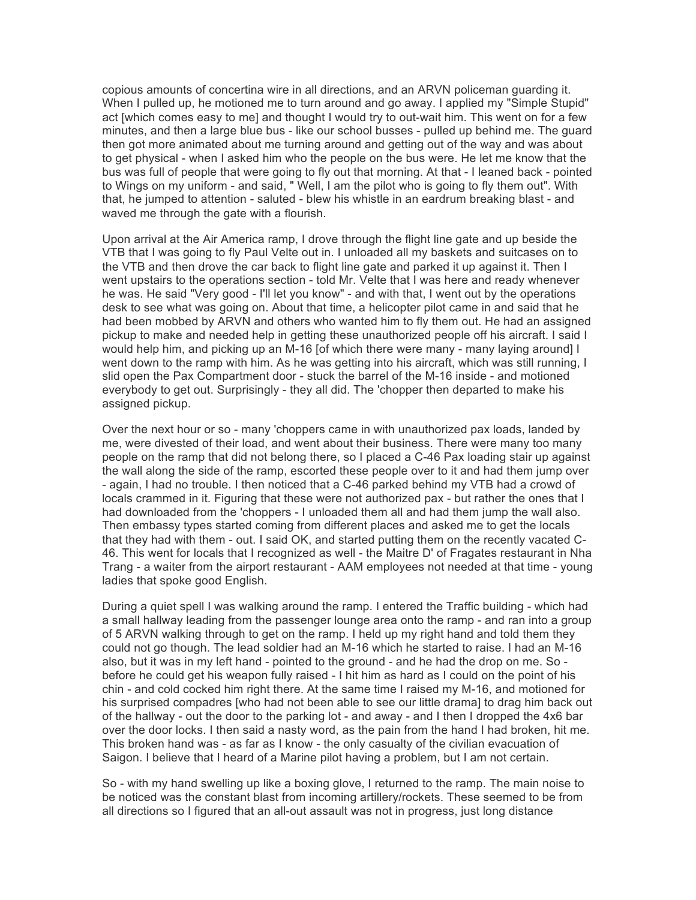copious amounts of concertina wire in all directions, and an ARVN policeman guarding it. When I pulled up, he motioned me to turn around and go away. I applied my "Simple Stupid" act [which comes easy to me] and thought I would try to out-wait him. This went on for a few minutes, and then a large blue bus - like our school busses - pulled up behind me. The guard then got more animated about me turning around and getting out of the way and was about to get physical - when I asked him who the people on the bus were. He let me know that the bus was full of people that were going to fly out that morning. At that - I leaned back - pointed to Wings on my uniform - and said, " Well, I am the pilot who is going to fly them out". With that, he jumped to attention - saluted - blew his whistle in an eardrum breaking blast - and waved me through the gate with a flourish.

Upon arrival at the Air America ramp, I drove through the flight line gate and up beside the VTB that I was going to fly Paul Velte out in. I unloaded all my baskets and suitcases on to the VTB and then drove the car back to flight line gate and parked it up against it. Then I went upstairs to the operations section - told Mr. Velte that I was here and ready whenever he was. He said "Very good - I'll let you know" - and with that, I went out by the operations desk to see what was going on. About that time, a helicopter pilot came in and said that he had been mobbed by ARVN and others who wanted him to fly them out. He had an assigned pickup to make and needed help in getting these unauthorized people off his aircraft. I said I would help him, and picking up an M-16 [of which there were many - many laying around] I went down to the ramp with him. As he was getting into his aircraft, which was still running, I slid open the Pax Compartment door - stuck the barrel of the M-16 inside - and motioned everybody to get out. Surprisingly - they all did. The 'chopper then departed to make his assigned pickup.

Over the next hour or so - many 'choppers came in with unauthorized pax loads, landed by me, were divested of their load, and went about their business. There were many too many people on the ramp that did not belong there, so I placed a C-46 Pax loading stair up against the wall along the side of the ramp, escorted these people over to it and had them jump over - again, I had no trouble. I then noticed that a C-46 parked behind my VTB had a crowd of locals crammed in it. Figuring that these were not authorized pax - but rather the ones that I had downloaded from the 'choppers - I unloaded them all and had them jump the wall also. Then embassy types started coming from different places and asked me to get the locals that they had with them - out. I said OK, and started putting them on the recently vacated C-46. This went for locals that I recognized as well - the Maitre D' of Fragates restaurant in Nha Trang - a waiter from the airport restaurant - AAM employees not needed at that time - young ladies that spoke good English.

During a quiet spell I was walking around the ramp. I entered the Traffic building - which had a small hallway leading from the passenger lounge area onto the ramp - and ran into a group of 5 ARVN walking through to get on the ramp. I held up my right hand and told them they could not go though. The lead soldier had an M-16 which he started to raise. I had an M-16 also, but it was in my left hand - pointed to the ground - and he had the drop on me. So - before he could get his weapon fully raised - I hit him as hard as I could on the point of his chin - and cold cocked him right there. At the same time I raised my M-16, and motioned for his surprised compadres [who had not been able to see our little drama] to drag him back out of the hallway - out the door to the parking lot - and away - and I then I dropped the 4x6 bar over the door locks. I then said a nasty word, as the pain from the hand I had broken, hit me. This broken hand was - as far as I know - the only casualty of the civilian evacuation of Saigon. I believe that I heard of a Marine pilot having a problem, but I am not certain.

So - with my hand swelling up like a boxing glove, I returned to the ramp. The main noise to be noticed was the constant blast from incoming artillery/rockets. These seemed to be from all directions so I figured that an all-out assault was not in progress, just long distance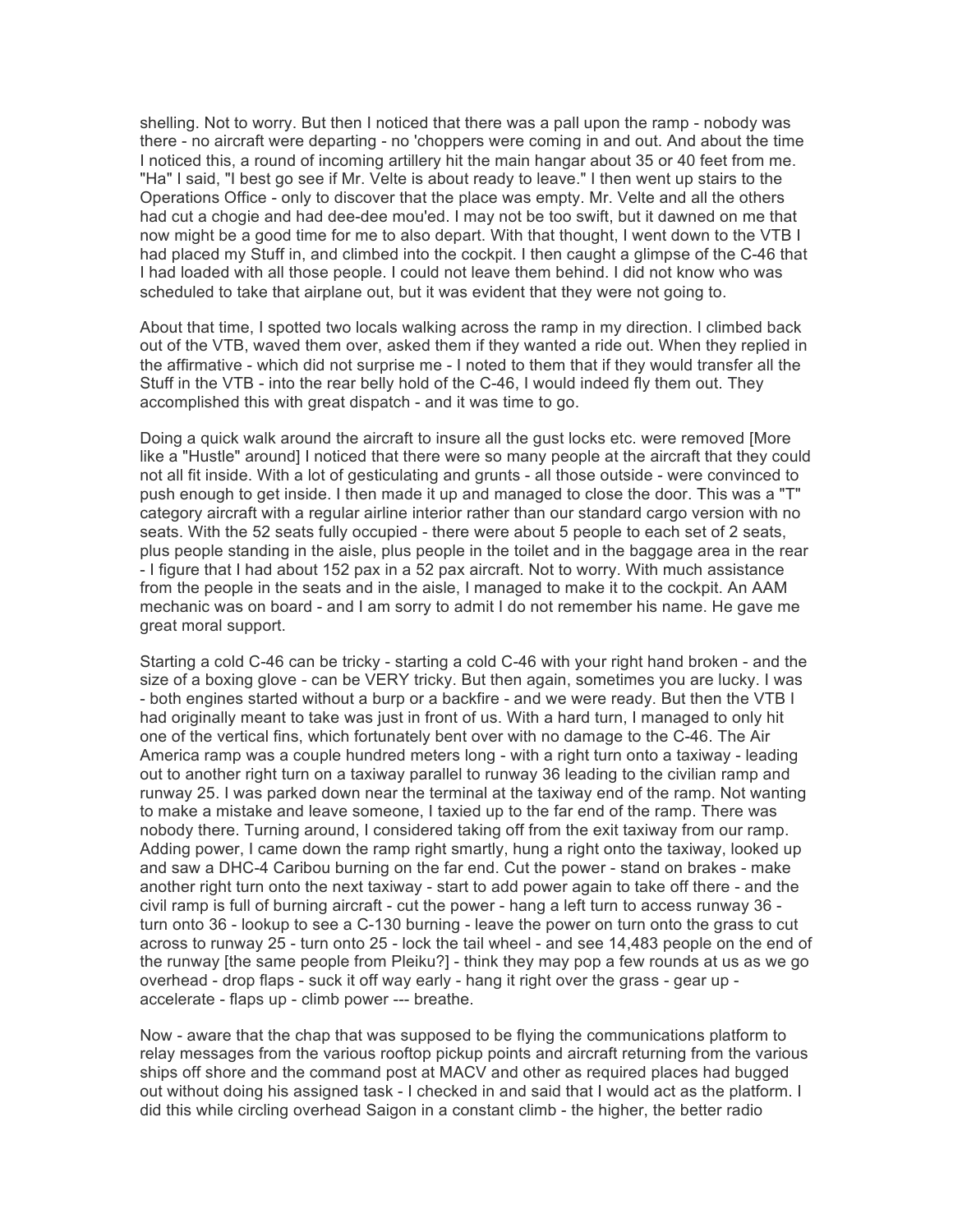shelling. Not to worry. But then I noticed that there was a pall upon the ramp - nobody was there - no aircraft were departing - no 'choppers were coming in and out. And about the time I noticed this, a round of incoming artillery hit the main hangar about 35 or 40 feet from me. "Ha" I said, "I best go see if Mr. Velte is about ready to leave." I then went up stairs to the Operations Office - only to discover that the place was empty. Mr. Velte and all the others had cut a chogie and had dee-dee mou'ed. I may not be too swift, but it dawned on me that now might be a good time for me to also depart. With that thought, I went down to the VTB I had placed my Stuff in, and climbed into the cockpit. I then caught a glimpse of the C-46 that I had loaded with all those people. I could not leave them behind. I did not know who was scheduled to take that airplane out, but it was evident that they were not going to.

About that time, I spotted two locals walking across the ramp in my direction. I climbed back out of the VTB, waved them over, asked them if they wanted a ride out. When they replied in the affirmative - which did not surprise me - I noted to them that if they would transfer all the Stuff in the VTB - into the rear belly hold of the C-46, I would indeed fly them out. They accomplished this with great dispatch - and it was time to go.

Doing a quick walk around the aircraft to insure all the gust locks etc. were removed [More like a "Hustle" around] I noticed that there were so many people at the aircraft that they could not all fit inside. With a lot of gesticulating and grunts - all those outside - were convinced to push enough to get inside. I then made it up and managed to close the door. This was a "T" category aircraft with a regular airline interior rather than our standard cargo version with no seats. With the 52 seats fully occupied - there were about 5 people to each set of 2 seats, plus people standing in the aisle, plus people in the toilet and in the baggage area in the rear - I figure that I had about 152 pax in a 52 pax aircraft. Not to worry. With much assistance from the people in the seats and in the aisle, I managed to make it to the cockpit. An AAM mechanic was on board - and I am sorry to admit I do not remember his name. He gave me great moral support.

Starting a cold C-46 can be tricky - starting a cold C-46 with your right hand broken - and the size of a boxing glove - can be VERY tricky. But then again, sometimes you are lucky. I was - both engines started without a burp or a backfire - and we were ready. But then the VTB I had originally meant to take was just in front of us. With a hard turn, I managed to only hit one of the vertical fins, which fortunately bent over with no damage to the C-46. The Air America ramp was a couple hundred meters long - with a right turn onto a taxiway - leading out to another right turn on a taxiway parallel to runway 36 leading to the civilian ramp and runway 25. I was parked down near the terminal at the taxiway end of the ramp. Not wanting to make a mistake and leave someone, I taxied up to the far end of the ramp. There was nobody there. Turning around, I considered taking off from the exit taxiway from our ramp. Adding power, I came down the ramp right smartly, hung a right onto the taxiway, looked up and saw a DHC-4 Caribou burning on the far end. Cut the power - stand on brakes - make another right turn onto the next taxiway - start to add power again to take off there - and the civil ramp is full of burning aircraft - cut the power - hang a left turn to access runway 36 - turn onto 36 - lookup to see a C-130 burning - leave the power on turn onto the grass to cut across to runway 25 - turn onto 25 - lock the tail wheel - and see 14,483 people on the end of the runway [the same people from Pleiku?] - think they may pop a few rounds at us as we go overhead - drop flaps - suck it off way early - hang it right over the grass - gear up - accelerate - flaps up - climb power --- breathe.

Now - aware that the chap that was supposed to be flying the communications platform to relay messages from the various rooftop pickup points and aircraft returning from the various ships off shore and the command post at MACV and other as required places had bugged out without doing his assigned task - I checked in and said that I would act as the platform. I did this while circling overhead Saigon in a constant climb - the higher, the better radio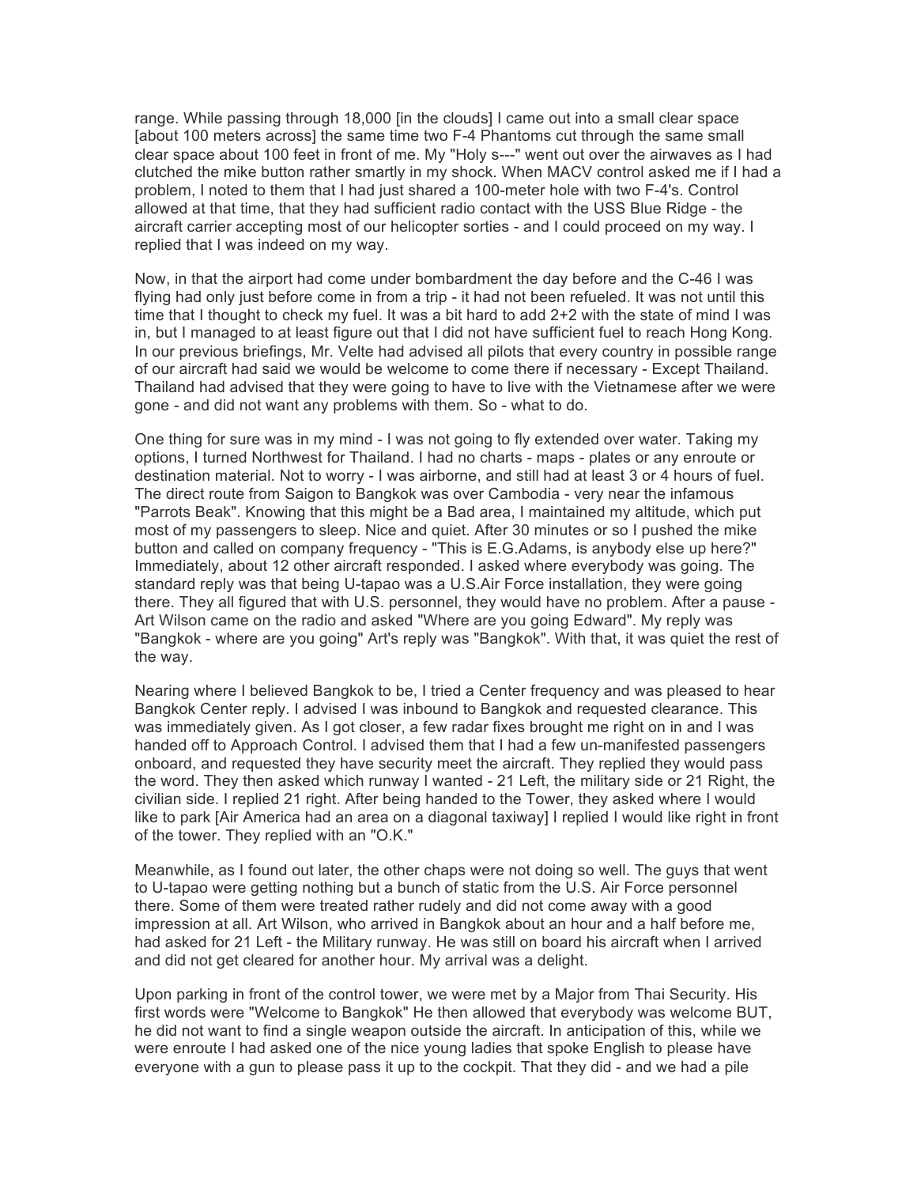range. While passing through 18,000 [in the clouds] I came out into a small clear space [about 100 meters across] the same time two F-4 Phantoms cut through the same small clear space about 100 feet in front of me. My "Holy s---" went out over the airwaves as I had clutched the mike button rather smartly in my shock. When MACV control asked me if I had a problem, I noted to them that I had just shared a 100-meter hole with two F-4's. Control allowed at that time, that they had sufficient radio contact with the USS Blue Ridge - the aircraft carrier accepting most of our helicopter sorties - and I could proceed on my way. I replied that I was indeed on my way.

Now, in that the airport had come under bombardment the day before and the C-46 I was flying had only just before come in from a trip - it had not been refueled. It was not until this time that I thought to check my fuel. It was a bit hard to add 2+2 with the state of mind I was in, but I managed to at least figure out that I did not have sufficient fuel to reach Hong Kong. In our previous briefings, Mr. Velte had advised all pilots that every country in possible range of our aircraft had said we would be welcome to come there if necessary - Except Thailand. Thailand had advised that they were going to have to live with the Vietnamese after we were gone - and did not want any problems with them. So - what to do.

One thing for sure was in my mind - I was not going to fly extended over water. Taking my options, I turned Northwest for Thailand. I had no charts - maps - plates or any enroute or destination material. Not to worry - I was airborne, and still had at least 3 or 4 hours of fuel. The direct route from Saigon to Bangkok was over Cambodia - very near the infamous "Parrots Beak". Knowing that this might be a Bad area, I maintained my altitude, which put most of my passengers to sleep. Nice and quiet. After 30 minutes or so I pushed the mike button and called on company frequency - "This is E.G.Adams, is anybody else up here?" Immediately, about 12 other aircraft responded. I asked where everybody was going. The standard reply was that being U-tapao was a U.S.Air Force installation, they were going there. They all figured that with U.S. personnel, they would have no problem. After a pause - Art Wilson came on the radio and asked "Where are you going Edward". My reply was "Bangkok - where are you going" Art's reply was "Bangkok". With that, it was quiet the rest of the way.

Nearing where I believed Bangkok to be, I tried a Center frequency and was pleased to hear Bangkok Center reply. I advised I was inbound to Bangkok and requested clearance. This was immediately given. As I got closer, a few radar fixes brought me right on in and I was handed off to Approach Control. I advised them that I had a few un-manifested passengers onboard, and requested they have security meet the aircraft. They replied they would pass the word. They then asked which runway I wanted - 21 Left, the military side or 21 Right, the civilian side. I replied 21 right. After being handed to the Tower, they asked where I would like to park [Air America had an area on a diagonal taxiway] I replied I would like right in front of the tower. They replied with an "O.K."

Meanwhile, as I found out later, the other chaps were not doing so well. The guys that went to U-tapao were getting nothing but a bunch of static from the U.S. Air Force personnel there. Some of them were treated rather rudely and did not come away with a good impression at all. Art Wilson, who arrived in Bangkok about an hour and a half before me, had asked for 21 Left - the Military runway. He was still on board his aircraft when I arrived and did not get cleared for another hour. My arrival was a delight.

Upon parking in front of the control tower, we were met by a Major from Thai Security. His first words were "Welcome to Bangkok" He then allowed that everybody was welcome BUT, he did not want to find a single weapon outside the aircraft. In anticipation of this, while we were enroute I had asked one of the nice young ladies that spoke English to please have everyone with a gun to please pass it up to the cockpit. That they did - and we had a pile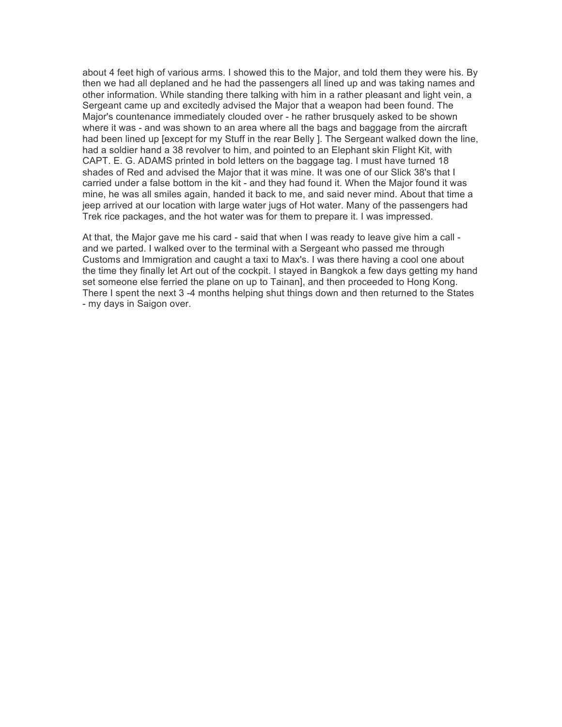about 4 feet high of various arms. I showed this to the Major, and told them they were his. By then we had all deplaned and he had the passengers all lined up and was taking names and other information. While standing there talking with him in a rather pleasant and light vein, a Sergeant came up and excitedly advised the Major that a weapon had been found. The Major's countenance immediately clouded over - he rather brusquely asked to be shown where it was - and was shown to an area where all the bags and baggage from the aircraft had been lined up [except for my Stuff in the rear Belly ]. The Sergeant walked down the line, had a soldier hand a 38 revolver to him, and pointed to an Elephant skin Flight Kit, with CAPT. E. G. ADAMS printed in bold letters on the baggage tag. I must have turned 18 shades of Red and advised the Major that it was mine. It was one of our Slick 38's that I carried under a false bottom in the kit - and they had found it. When the Major found it was mine, he was all smiles again, handed it back to me, and said never mind. About that time a jeep arrived at our location with large water jugs of Hot water. Many of the passengers had Trek rice packages, and the hot water was for them to prepare it. I was impressed.

At that, the Major gave me his card - said that when I was ready to leave give him a call - and we parted. I walked over to the terminal with a Sergeant who passed me through Customs and Immigration and caught a taxi to Max's. I was there having a cool one about the time they finally let Art out of the cockpit. I stayed in Bangkok a few days getting my hand set someone else ferried the plane on up to Tainan], and then proceeded to Hong Kong. There I spent the next 3 -4 months helping shut things down and then returned to the States - my days in Saigon over.